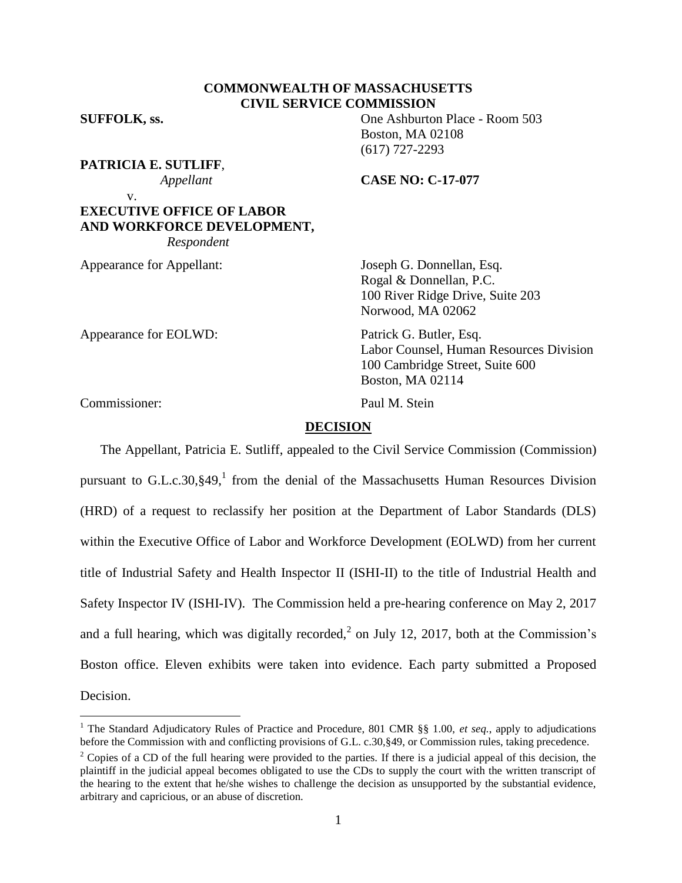**COMMONWEALTH OF MASSACHUSETTS**
**CIVIL SERVICE COMMISSION**

**SUFFOLK, ss.**

One Ashburton Place - Room 503
Boston, MA 02108
(617) 727-2293

**PATRICIA E. SUTLIFF**,
*Appellant*

v.

**EXECUTIVE OFFICE OF LABOR AND WORKFORCE DEVELOPMENT,**
*Respondent*

**CASE NO: C-17-077**

Appearance for Appellant:
Joseph G. Donnellan, Esq.
Rogal & Donnellan, P.C.
100 River Ridge Drive, Suite 203
Norwood, MA 02062

Appearance for EOLWD:
Patrick G. Butler, Esq.
Labor Counsel, Human Resources Division
100 Cambridge Street, Suite 600
Boston, MA 02114

Commissioner:
Paul M. Stein

## DECISION

The Appellant, Patricia E. Sutliff, appealed to the Civil Service Commission (Commission) pursuant to G.L.c.30,§49,[1] from the denial of the Massachusetts Human Resources Division (HRD) of a request to reclassify her position at the Department of Labor Standards (DLS) within the Executive Office of Labor and Workforce Development (EOLWD) from her current title of Industrial Safety and Health Inspector II (ISHI-II) to the title of Industrial Health and Safety Inspector IV (ISHI-IV). The Commission held a pre-hearing conference on May 2, 2017 and a full hearing, which was digitally recorded,[2] on July 12, 2017, both at the Commission's Boston office. Eleven exhibits were taken into evidence. Each party submitted a Proposed Decision.

---

[1] The Standard Adjudicatory Rules of Practice and Procedure, 801 CMR §§ 1.00, *et seq.*, apply to adjudications before the Commission with and conflicting provisions of G.L. c.30,§49, or Commission rules, taking precedence.

[2] Copies of a CD of the full hearing were provided to the parties. If there is a judicial appeal of this decision, the plaintiff in the judicial appeal becomes obligated to use the CDs to supply the court with the written transcript of the hearing to the extent that he/she wishes to challenge the decision as unsupported by the substantial evidence, arbitrary and capricious, or an abuse of discretion.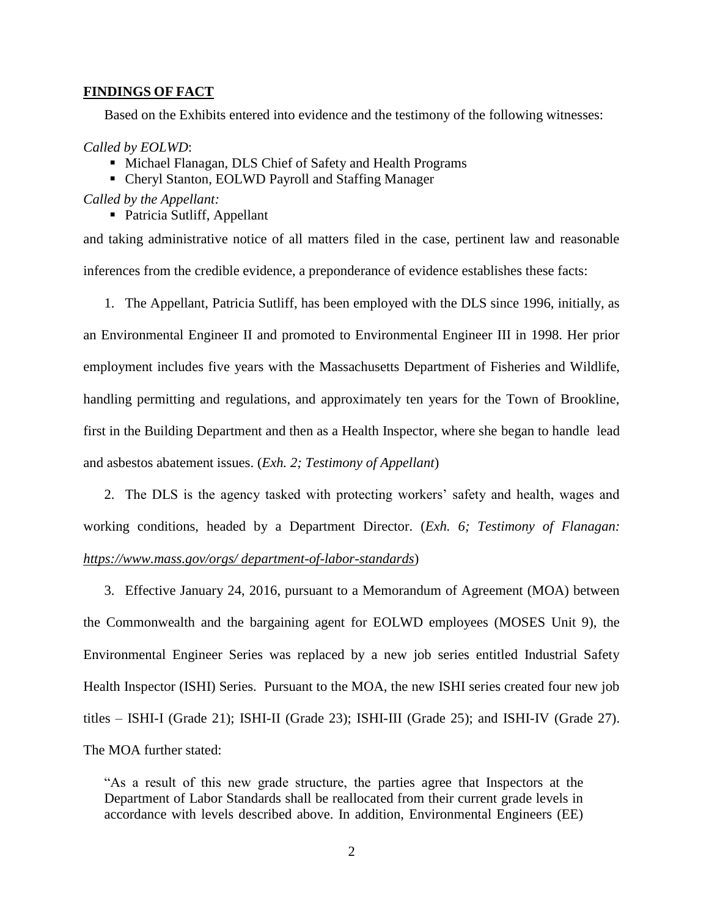## FINDINGS OF FACT

Based on the Exhibits entered into evidence and the testimony of the following witnesses:

*Called by EOLWD*:

- Michael Flanagan, DLS Chief of Safety and Health Programs
- Cheryl Stanton, EOLWD Payroll and Staffing Manager

*Called by the Appellant:*

- Patricia Sutliff, Appellant

and taking administrative notice of all matters filed in the case, pertinent law and reasonable inferences from the credible evidence, a preponderance of evidence establishes these facts:

1. The Appellant, Patricia Sutliff, has been employed with the DLS since 1996, initially, as an Environmental Engineer II and promoted to Environmental Engineer III in 1998. Her prior employment includes five years with the Massachusetts Department of Fisheries and Wildlife, handling permitting and regulations, and approximately ten years for the Town of Brookline, first in the Building Department and then as a Health Inspector, where she began to handle lead and asbestos abatement issues. (*Exh. 2; Testimony of Appellant*)

2. The DLS is the agency tasked with protecting workers' safety and health, wages and working conditions, headed by a Department Director. (*Exh. 6; Testimony of Flanagan: https://www.mass.gov/orgs/ department-of-labor-standards*)

3. Effective January 24, 2016, pursuant to a Memorandum of Agreement (MOA) between the Commonwealth and the bargaining agent for EOLWD employees (MOSES Unit 9), the Environmental Engineer Series was replaced by a new job series entitled Industrial Safety Health Inspector (ISHI) Series. Pursuant to the MOA, the new ISHI series created four new job titles – ISHI-I (Grade 21); ISHI-II (Grade 23); ISHI-III (Grade 25); and ISHI-IV (Grade 27). The MOA further stated:

> "As a result of this new grade structure, the parties agree that Inspectors at the Department of Labor Standards shall be reallocated from their current grade levels in accordance with levels described above. In addition, Environmental Engineers (EE)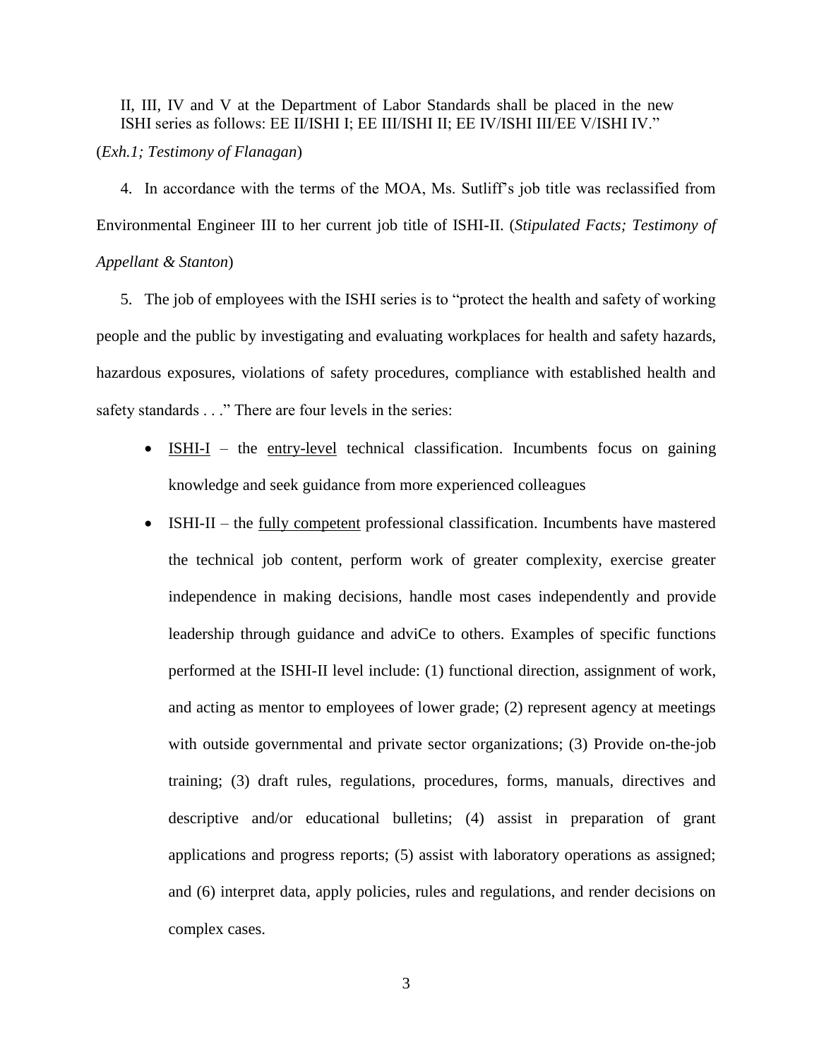II, III, IV and V at the Department of Labor Standards shall be placed in the new ISHI series as follows: EE II/ISHI I; EE III/ISHI II; EE IV/ISHI III/EE V/ISHI IV."

(*Exh.1; Testimony of Flanagan*)

4. In accordance with the terms of the MOA, Ms. Sutliff's job title was reclassified from Environmental Engineer III to her current job title of ISHI-II. (*Stipulated Facts; Testimony of Appellant & Stanton*)

5. The job of employees with the ISHI series is to "protect the health and safety of working people and the public by investigating and evaluating workplaces for health and safety hazards, hazardous exposures, violations of safety procedures, compliance with established health and safety standards . . ." There are four levels in the series:

- <u>ISHI-I</u> – the <u>entry-level</u> technical classification. Incumbents focus on gaining knowledge and seek guidance from more experienced colleagues
- ISHI-II – the <u>fully competent</u> professional classification. Incumbents have mastered the technical job content, perform work of greater complexity, exercise greater independence in making decisions, handle most cases independently and provide leadership through guidance and adviCe to others. Examples of specific functions performed at the ISHI-II level include: (1) functional direction, assignment of work, and acting as mentor to employees of lower grade; (2) represent agency at meetings with outside governmental and private sector organizations; (3) Provide on-the-job training; (3) draft rules, regulations, procedures, forms, manuals, directives and descriptive and/or educational bulletins; (4) assist in preparation of grant applications and progress reports; (5) assist with laboratory operations as assigned; and (6) interpret data, apply policies, rules and regulations, and render decisions on complex cases.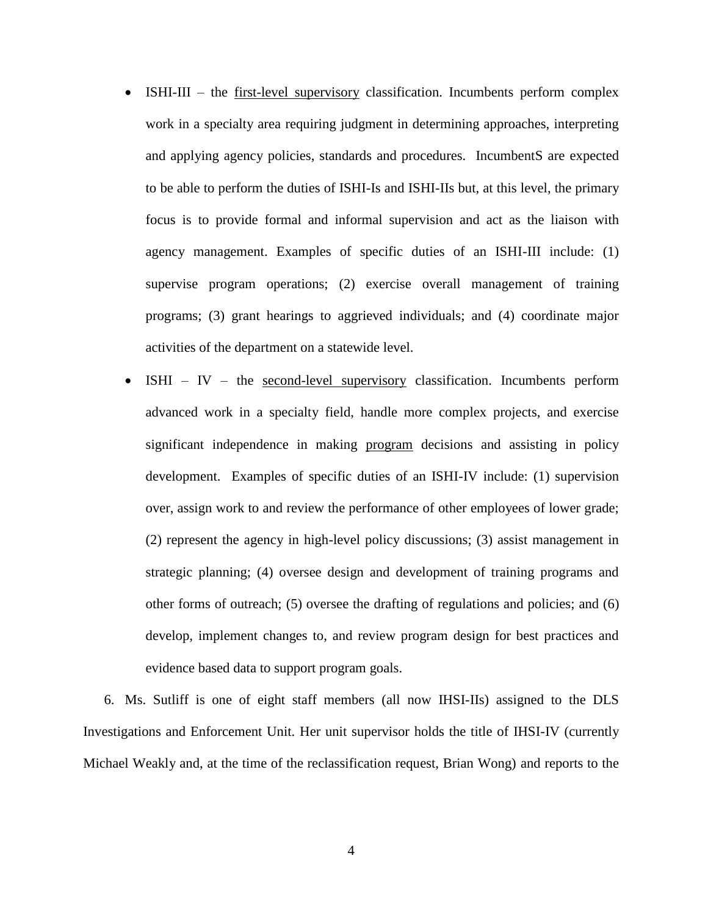- ISHI-III – the <u>first-level supervisory</u> classification. Incumbents perform complex work in a specialty area requiring judgment in determining approaches, interpreting and applying agency policies, standards and procedures. IncumbentS are expected to be able to perform the duties of ISHI-Is and ISHI-IIs but, at this level, the primary focus is to provide formal and informal supervision and act as the liaison with agency management. Examples of specific duties of an ISHI-III include: (1) supervise program operations; (2) exercise overall management of training programs; (3) grant hearings to aggrieved individuals; and (4) coordinate major activities of the department on a statewide level.
- ISHI – IV – the <u>second-level supervisory</u> classification. Incumbents perform advanced work in a specialty field, handle more complex projects, and exercise significant independence in making <u>program</u> decisions and assisting in policy development. Examples of specific duties of an ISHI-IV include: (1) supervision over, assign work to and review the performance of other employees of lower grade; (2) represent the agency in high-level policy discussions; (3) assist management in strategic planning; (4) oversee design and development of training programs and other forms of outreach; (5) oversee the drafting of regulations and policies; and (6) develop, implement changes to, and review program design for best practices and evidence based data to support program goals.

6. Ms. Sutliff is one of eight staff members (all now IHSI-IIs) assigned to the DLS Investigations and Enforcement Unit. Her unit supervisor holds the title of IHSI-IV (currently Michael Weakly and, at the time of the reclassification request, Brian Wong) and reports to the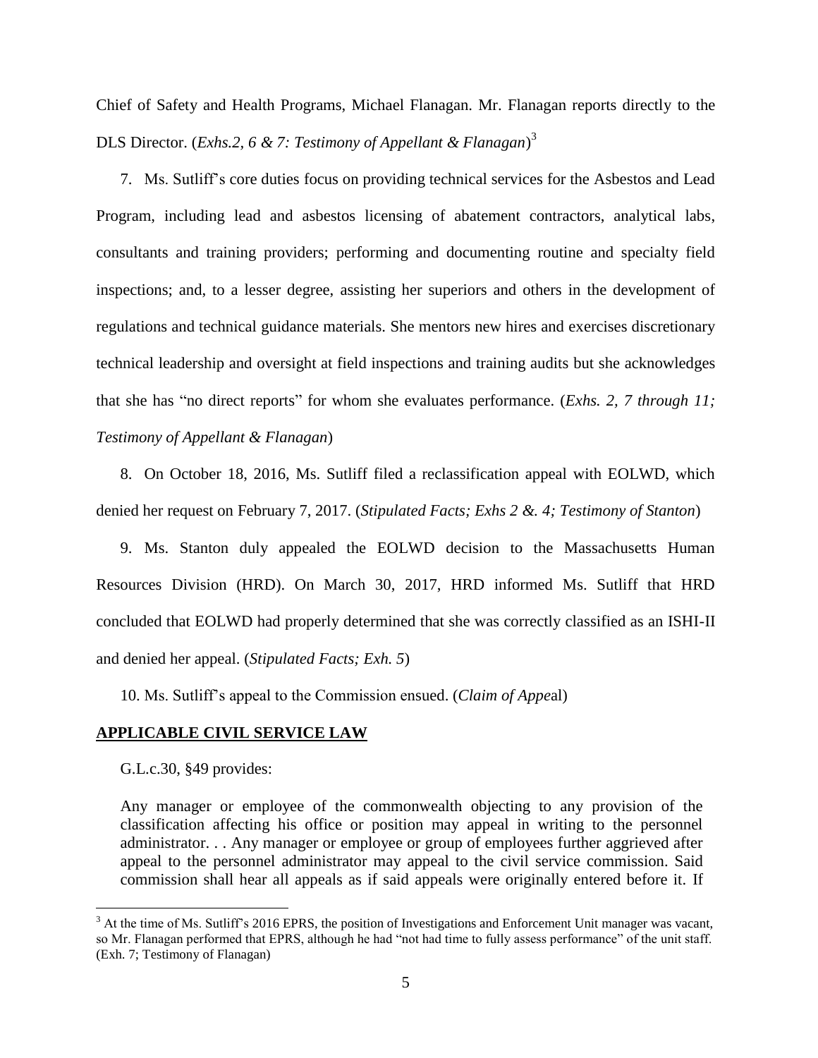Chief of Safety and Health Programs, Michael Flanagan. Mr. Flanagan reports directly to the DLS Director. (*Exhs.2, 6 & 7: Testimony of Appellant & Flanagan*)[3]

7. Ms. Sutliff's core duties focus on providing technical services for the Asbestos and Lead Program, including lead and asbestos licensing of abatement contractors, analytical labs, consultants and training providers; performing and documenting routine and specialty field inspections; and, to a lesser degree, assisting her superiors and others in the development of regulations and technical guidance materials. She mentors new hires and exercises discretionary technical leadership and oversight at field inspections and training audits but she acknowledges that she has "no direct reports" for whom she evaluates performance. (*Exhs. 2, 7 through 11; Testimony of Appellant & Flanagan*)

8. On October 18, 2016, Ms. Sutliff filed a reclassification appeal with EOLWD, which denied her request on February 7, 2017. (*Stipulated Facts; Exhs 2 &. 4; Testimony of Stanton*)

9. Ms. Stanton duly appealed the EOLWD decision to the Massachusetts Human Resources Division (HRD). On March 30, 2017, HRD informed Ms. Sutliff that HRD concluded that EOLWD had properly determined that she was correctly classified as an ISHI-II and denied her appeal. (*Stipulated Facts; Exh. 5*)

10. Ms. Sutliff's appeal to the Commission ensued. (*Claim of Appeal*)

## APPLICABLE CIVIL SERVICE LAW

G.L.c.30, §49 provides:

> Any manager or employee of the commonwealth objecting to any provision of the classification affecting his office or position may appeal in writing to the personnel administrator. . . Any manager or employee or group of employees further aggrieved after appeal to the personnel administrator may appeal to the civil service commission. Said commission shall hear all appeals as if said appeals were originally entered before it. If

---

[3] At the time of Ms. Sutliff's 2016 EPRS, the position of Investigations and Enforcement Unit manager was vacant, so Mr. Flanagan performed that EPRS, although he had "not had time to fully assess performance" of the unit staff. (Exh. 7; Testimony of Flanagan)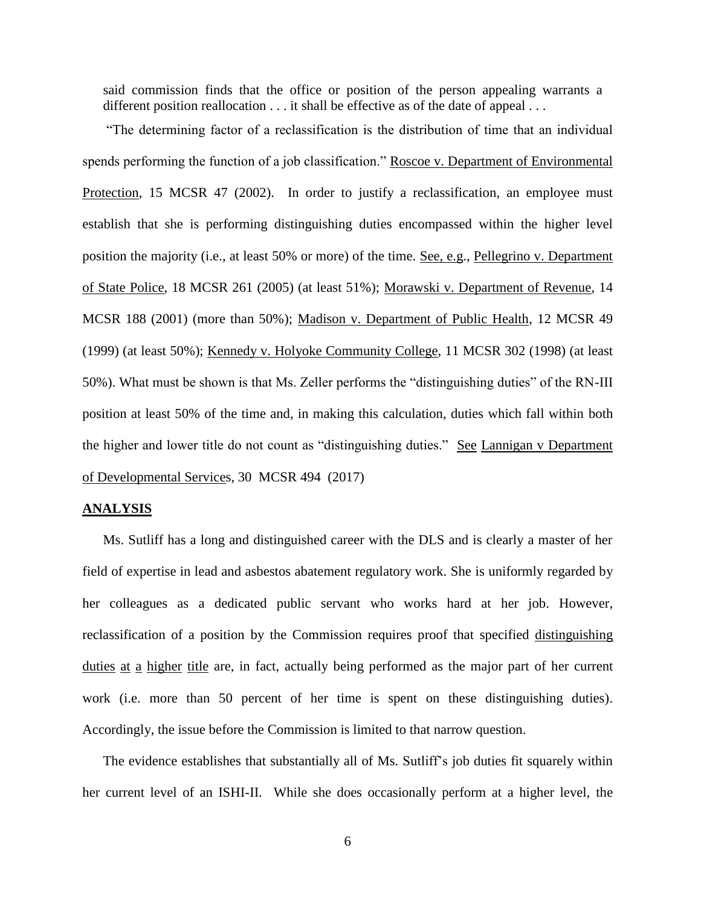said commission finds that the office or position of the person appealing warrants a different position reallocation . . . it shall be effective as of the date of appeal . . .

"The determining factor of a reclassification is the distribution of time that an individual spends performing the function of a job classification." Roscoe v. Department of Environmental Protection, 15 MCSR 47 (2002). In order to justify a reclassification, an employee must establish that she is performing distinguishing duties encompassed within the higher level position the majority (i.e., at least 50% or more) of the time. See, e.g., Pellegrino v. Department of State Police, 18 MCSR 261 (2005) (at least 51%); Morawski v. Department of Revenue, 14 MCSR 188 (2001) (more than 50%); Madison v. Department of Public Health, 12 MCSR 49 (1999) (at least 50%); Kennedy v. Holyoke Community College, 11 MCSR 302 (1998) (at least 50%). What must be shown is that Ms. Zeller performs the "distinguishing duties" of the RN-III position at least 50% of the time and, in making this calculation, duties which fall within both the higher and lower title do not count as "distinguishing duties." See Lannigan v Department of Developmental Services, 30 MCSR 494 (2017)

**ANALYSIS**

Ms. Sutliff has a long and distinguished career with the DLS and is clearly a master of her field of expertise in lead and asbestos abatement regulatory work. She is uniformly regarded by her colleagues as a dedicated public servant who works hard at her job. However, reclassification of a position by the Commission requires proof that specified distinguishing duties at a higher title are, in fact, actually being performed as the major part of her current work (i.e. more than 50 percent of her time is spent on these distinguishing duties). Accordingly, the issue before the Commission is limited to that narrow question.

The evidence establishes that substantially all of Ms. Sutliff's job duties fit squarely within her current level of an ISHI-II. While she does occasionally perform at a higher level, the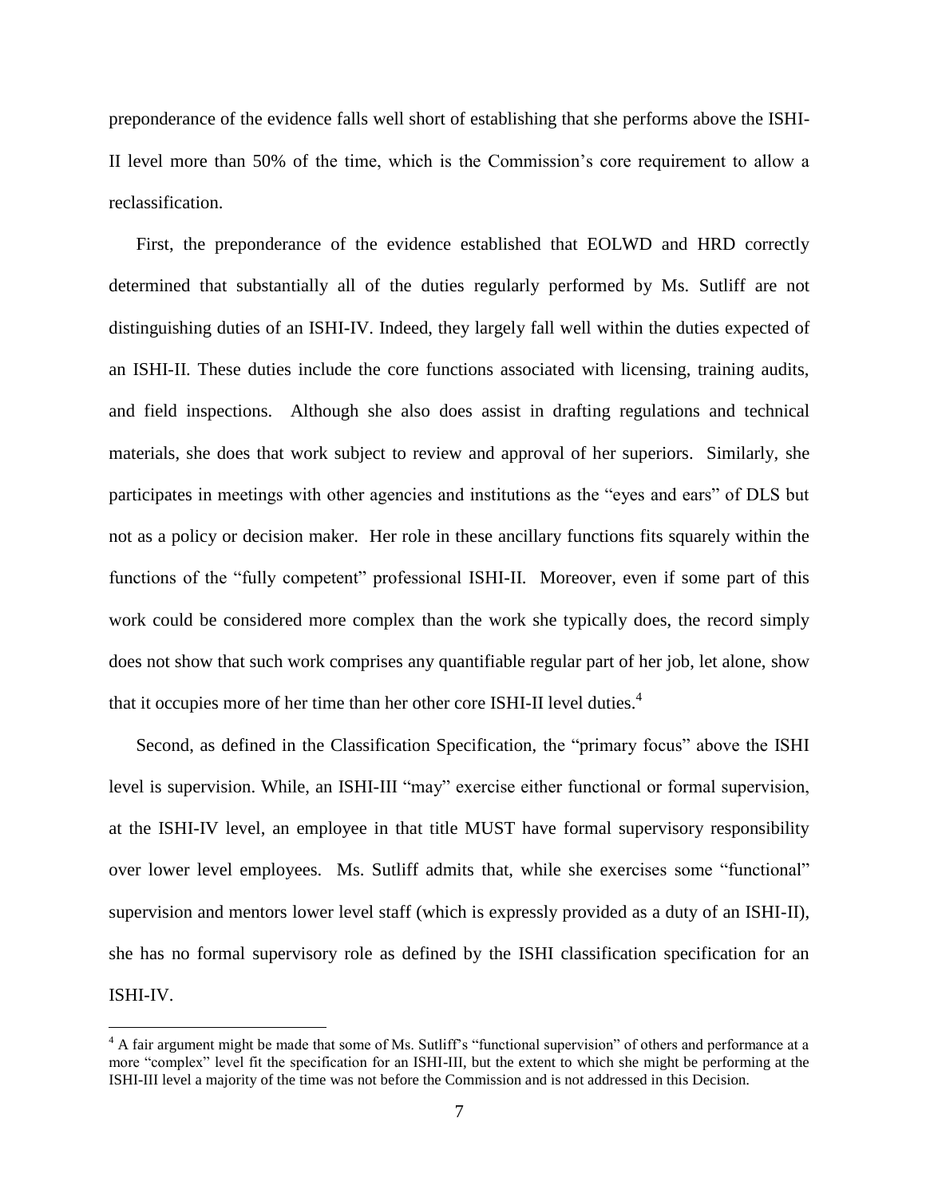preponderance of the evidence falls well short of establishing that she performs above the ISHI-II level more than 50% of the time, which is the Commission's core requirement to allow a reclassification.

First, the preponderance of the evidence established that EOLWD and HRD correctly determined that substantially all of the duties regularly performed by Ms. Sutliff are not distinguishing duties of an ISHI-IV. Indeed, they largely fall well within the duties expected of an ISHI-II. These duties include the core functions associated with licensing, training audits, and field inspections. Although she also does assist in drafting regulations and technical materials, she does that work subject to review and approval of her superiors. Similarly, she participates in meetings with other agencies and institutions as the "eyes and ears" of DLS but not as a policy or decision maker. Her role in these ancillary functions fits squarely within the functions of the "fully competent" professional ISHI-II. Moreover, even if some part of this work could be considered more complex than the work she typically does, the record simply does not show that such work comprises any quantifiable regular part of her job, let alone, show that it occupies more of her time than her other core ISHI-II level duties.[4]

Second, as defined in the Classification Specification, the "primary focus" above the ISHI level is supervision. While, an ISHI-III "may" exercise either functional or formal supervision, at the ISHI-IV level, an employee in that title MUST have formal supervisory responsibility over lower level employees. Ms. Sutliff admits that, while she exercises some "functional" supervision and mentors lower level staff (which is expressly provided as a duty of an ISHI-II), she has no formal supervisory role as defined by the ISHI classification specification for an ISHI-IV.

[4] A fair argument might be made that some of Ms. Sutliff's "functional supervision" of others and performance at a more "complex" level fit the specification for an ISHI-III, but the extent to which she might be performing at the ISHI-III level a majority of the time was not before the Commission and is not addressed in this Decision.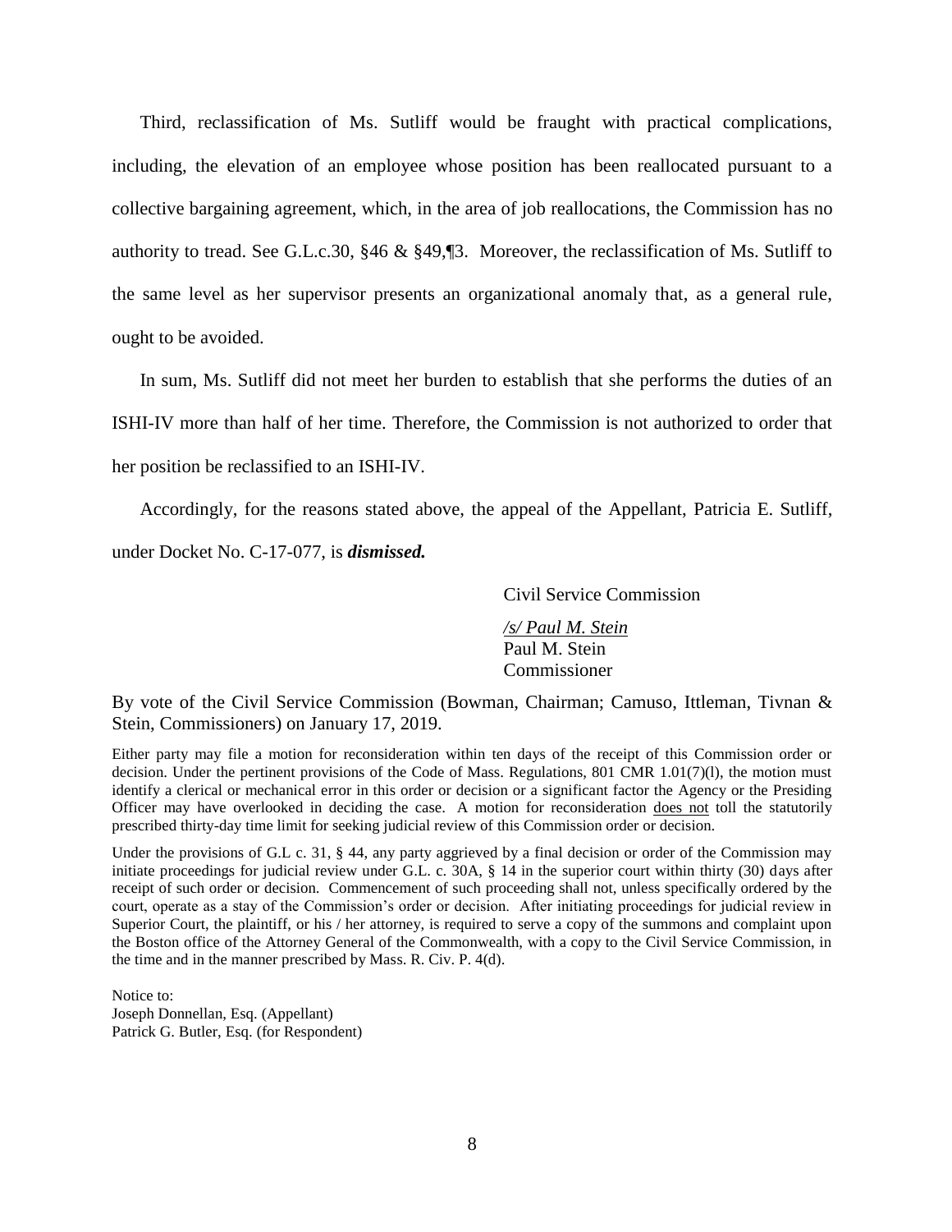Third, reclassification of Ms. Sutliff would be fraught with practical complications, including, the elevation of an employee whose position has been reallocated pursuant to a collective bargaining agreement, which, in the area of job reallocations, the Commission has no authority to tread. See G.L.c.30, §46 & §49,¶3. Moreover, the reclassification of Ms. Sutliff to the same level as her supervisor presents an organizational anomaly that, as a general rule, ought to be avoided.

In sum, Ms. Sutliff did not meet her burden to establish that she performs the duties of an ISHI-IV more than half of her time. Therefore, the Commission is not authorized to order that her position be reclassified to an ISHI-IV.

Accordingly, for the reasons stated above, the appeal of the Appellant, Patricia E. Sutliff, under Docket No. C-17-077, is ***dismissed.***

Civil Service Commission

*/s/ Paul M. Stein*
Paul M. Stein
Commissioner

By vote of the Civil Service Commission (Bowman, Chairman; Camuso, Ittleman, Tivnan & Stein, Commissioners) on January 17, 2019.

Either party may file a motion for reconsideration within ten days of the receipt of this Commission order or decision. Under the pertinent provisions of the Code of Mass. Regulations, 801 CMR 1.01(7)(l), the motion must identify a clerical or mechanical error in this order or decision or a significant factor the Agency or the Presiding Officer may have overlooked in deciding the case. A motion for reconsideration does not toll the statutorily prescribed thirty-day time limit for seeking judicial review of this Commission order or decision.

Under the provisions of G.L c. 31, § 44, any party aggrieved by a final decision or order of the Commission may initiate proceedings for judicial review under G.L. c. 30A, § 14 in the superior court within thirty (30) days after receipt of such order or decision. Commencement of such proceeding shall not, unless specifically ordered by the court, operate as a stay of the Commission's order or decision. After initiating proceedings for judicial review in Superior Court, the plaintiff, or his / her attorney, is required to serve a copy of the summons and complaint upon the Boston office of the Attorney General of the Commonwealth, with a copy to the Civil Service Commission, in the time and in the manner prescribed by Mass. R. Civ. P. 4(d).

Notice to:
Joseph Donnellan, Esq. (Appellant)
Patrick G. Butler, Esq. (for Respondent)